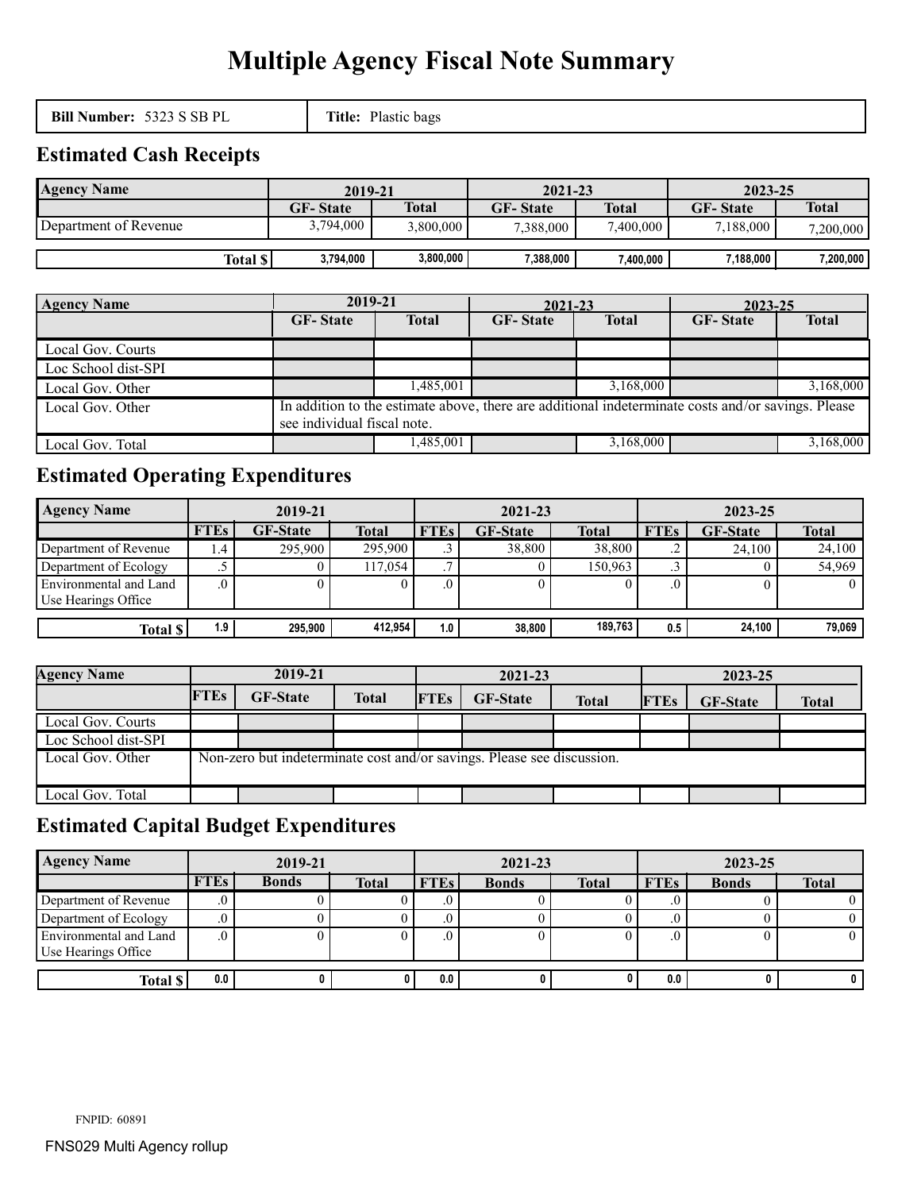# Multiple Agency Fiscal Note Summary

| **Bill Number:** 5323 S SB PL | **Title:** Plastic bags |
|---|---|

## Estimated Cash Receipts

| Agency Name | 2019-21 | | 2021-23 | | 2023-25 | |
|---|---|---|---|---|---|---|
| | GF- State | Total | GF- State | Total | GF- State | Total |
| Department of Revenue | 3,794,000 | 3,800,000 | 7,388,000 | 7,400,000 | 7,188,000 | 7,200,000 |
| **Total $** | 3,794,000 | 3,800,000 | 7,388,000 | 7,400,000 | 7,188,000 | 7,200,000 |

| Agency Name | 2019-21 | | 2021-23 | | 2023-25 | |
|---|---|---|---|---|---|---|
| | GF- State | Total | GF- State | Total | GF- State | Total |
| Local Gov. Courts | | | | | | |
| Loc School dist-SPI | | | | | | |
| Local Gov. Other | | 1,485,001 | | 3,168,000 | | 3,168,000 |
| Local Gov. Other | In addition to the estimate above, there are additional indeterminate costs and/or savings. Please see individual fiscal note. | | | | | |
| Local Gov. Total | | 1,485,001 | | 3,168,000 | | 3,168,000 |

## Estimated Operating Expenditures

| Agency Name | 2019-21 | | | 2021-23 | | | 2023-25 | | |
|---|---|---|---|---|---|---|---|---|---|
| | FTEs | GF-State | Total | FTEs | GF-State | Total | FTEs | GF-State | Total |
| Department of Revenue | 1.4 | 295,900 | 295,900 | .3 | 38,800 | 38,800 | .2 | 24,100 | 24,100 |
| Department of Ecology | .5 | 0 | 117,054 | .7 | 0 | 150,963 | .3 | 0 | 54,969 |
| Environmental and Land Use Hearings Office | .0 | 0 | 0 | .0 | 0 | 0 | .0 | 0 | 0 |
| **Total $** | 1.9 | 295,900 | 412,954 | 1.0 | 38,800 | 189,763 | 0.5 | 24,100 | 79,069 |

| Agency Name | 2019-21 | | | 2021-23 | | | 2023-25 | | |
|---|---|---|---|---|---|---|---|---|---|
| | FTEs | GF-State | Total | FTEs | GF-State | Total | FTEs | GF-State | Total |
| Local Gov. Courts | | | | | | | | | |
| Loc School dist-SPI | | | | | | | | | |
| Local Gov. Other | Non-zero but indeterminate cost and/or savings. Please see discussion. | | | | | | | | |
| Local Gov. Total | | | | | | | | | |

## Estimated Capital Budget Expenditures

| Agency Name | 2019-21 | | | 2021-23 | | | 2023-25 | | |
|---|---|---|---|---|---|---|---|---|---|
| | FTEs | Bonds | Total | FTEs | Bonds | Total | FTEs | Bonds | Total |
| Department of Revenue | .0 | 0 | 0 | .0 | 0 | 0 | .0 | 0 | 0 |
| Department of Ecology | .0 | 0 | 0 | .0 | 0 | 0 | .0 | 0 | 0 |
| Environmental and Land Use Hearings Office | .0 | 0 | 0 | .0 | 0 | 0 | .0 | 0 | 0 |
| **Total $** | 0.0 | 0 | 0 | 0.0 | 0 | 0 | 0.0 | 0 | 0 |

FNPID: 60891

FNS029 Multi Agency rollup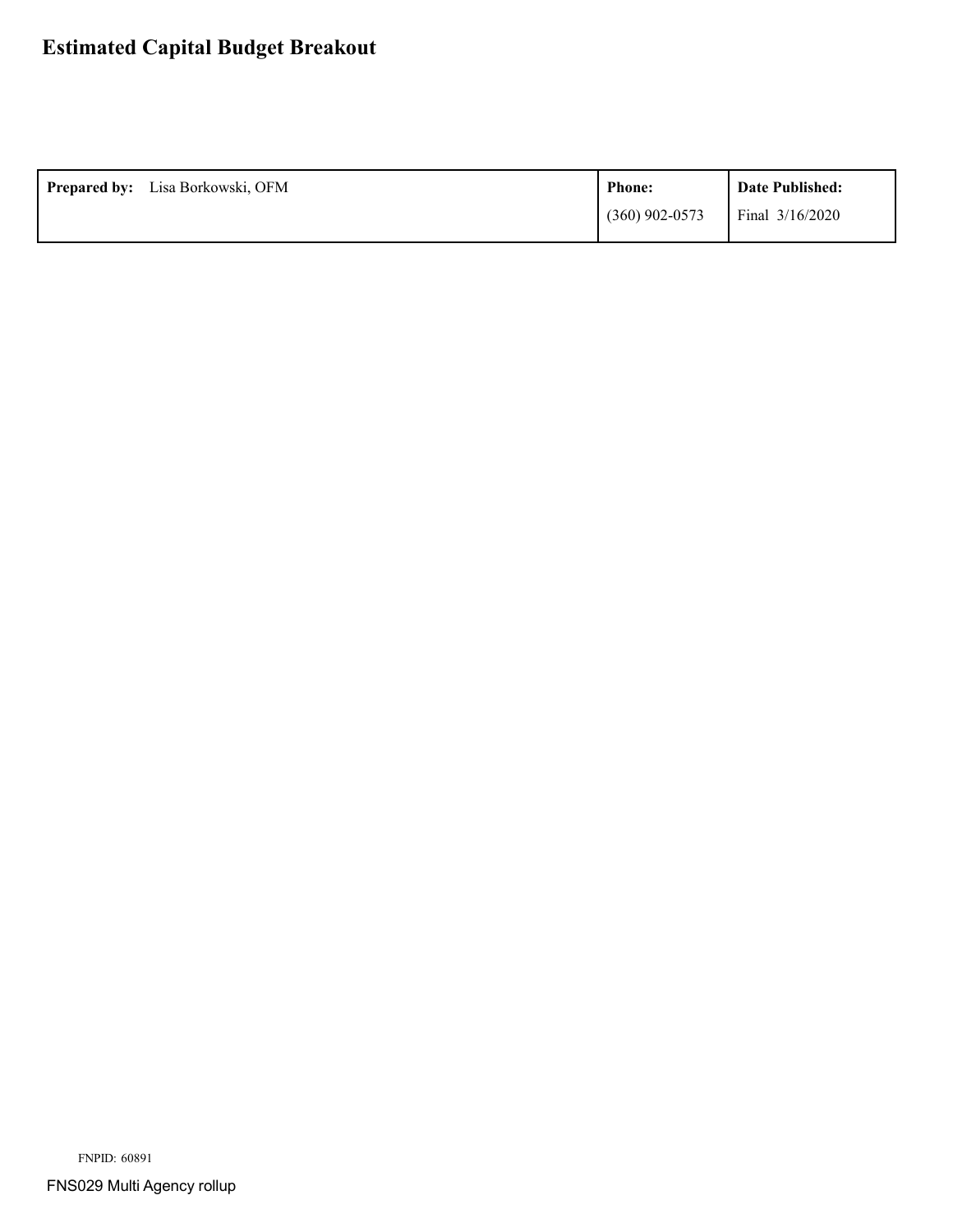# Estimated Capital Budget Breakout

| **Prepared by:** Lisa Borkowski, OFM | **Phone:** | **Date Published:** |
| --- | --- | --- |
| | (360) 902-0573 | Final 3/16/2020 |

FNPID: 60891

FNS029 Multi Agency rollup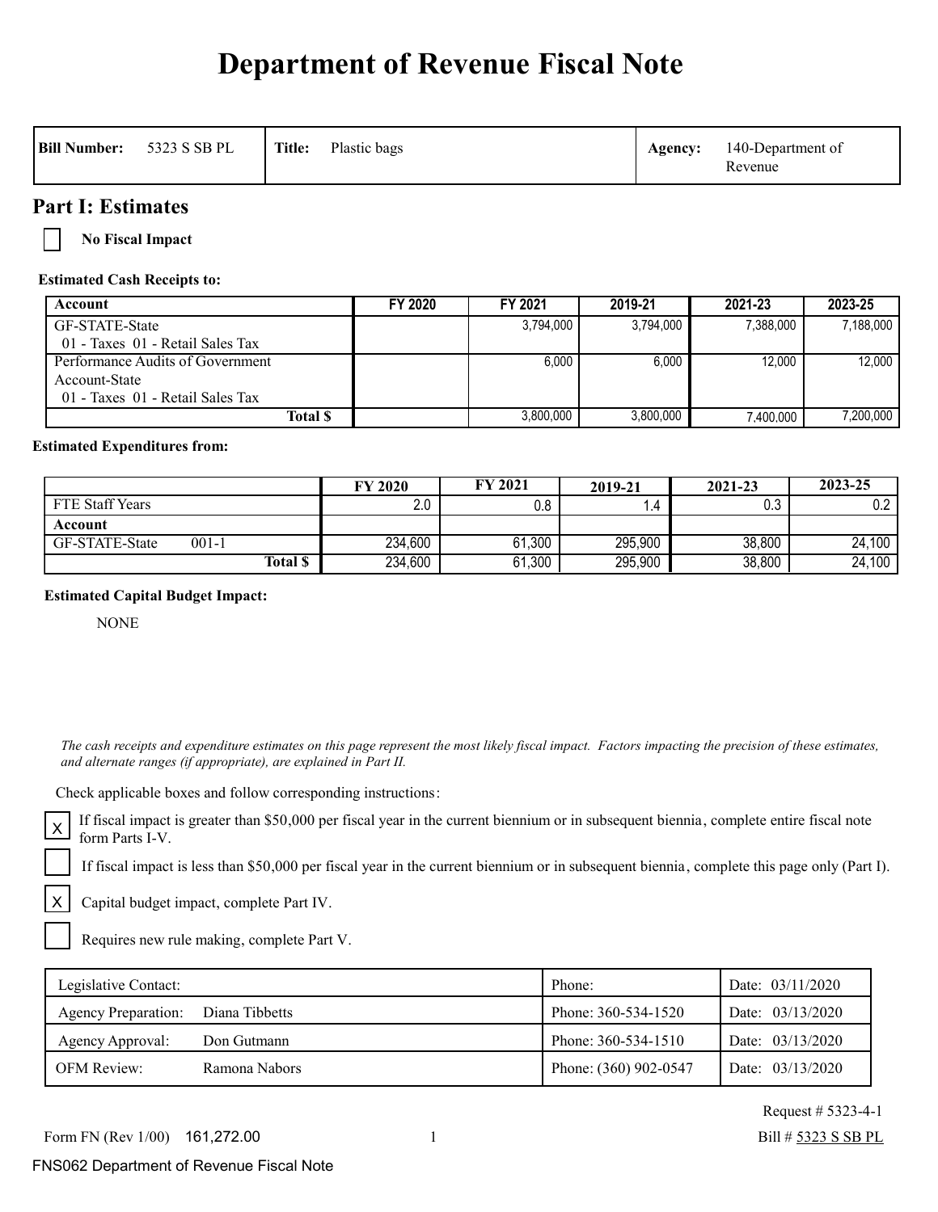# Department of Revenue Fiscal Note

| Bill Number: 5323 S SB PL | Title: Plastic bags | Agency: 140-Department of Revenue |
|---|---|---|

## Part I: Estimates

☐ **No Fiscal Impact**

**Estimated Cash Receipts to:**

| Account | FY 2020 | FY 2021 | 2019-21 | 2021-23 | 2023-25 |
|---|---|---|---|---|---|
| GF-STATE-State<br>01 - Taxes 01 - Retail Sales Tax | | 3,794,000 | 3,794,000 | 7,388,000 | 7,188,000 |
| Performance Audits of Government Account-State<br>01 - Taxes 01 - Retail Sales Tax | | 6,000 | 6,000 | 12,000 | 12,000 |
| **Total $** | | 3,800,000 | 3,800,000 | 7,400,000 | 7,200,000 |

**Estimated Expenditures from:**

| | FY 2020 | FY 2021 | 2019-21 | 2021-23 | 2023-25 |
|---|---|---|---|---|---|
| FTE Staff Years | 2.0 | 0.8 | 1.4 | 0.3 | 0.2 |
| **Account** | | | | | |
| GF-STATE-State 001-1 | 234,600 | 61,300 | 295,900 | 38,800 | 24,100 |
| **Total $** | 234,600 | 61,300 | 295,900 | 38,800 | 24,100 |

**Estimated Capital Budget Impact:**

NONE

*The cash receipts and expenditure estimates on this page represent the most likely fiscal impact. Factors impacting the precision of these estimates, and alternate ranges (if appropriate), are explained in Part II.*

Check applicable boxes and follow corresponding instructions:

☒ If fiscal impact is greater than $50,000 per fiscal year in the current biennium or in subsequent biennia, complete entire fiscal note form Parts I-V.

☐ If fiscal impact is less than $50,000 per fiscal year in the current biennium or in subsequent biennia, complete this page only (Part I).

☒ Capital budget impact, complete Part IV.

☐ Requires new rule making, complete Part V.

| | | Phone: | Date: |
|---|---|---|---|
| Legislative Contact: | | Phone: | Date: 03/11/2020 |
| Agency Preparation: | Diana Tibbetts | Phone: 360-534-1520 | Date: 03/13/2020 |
| Agency Approval: | Don Gutmann | Phone: 360-534-1510 | Date: 03/13/2020 |
| OFM Review: | Ramona Nabors | Phone: (360) 902-0547 | Date: 03/13/2020 |

Request # 5323-4-1

Form FN (Rev 1/00) 161,272.00

Bill # 5323 S SB PL

FNS062 Department of Revenue Fiscal Note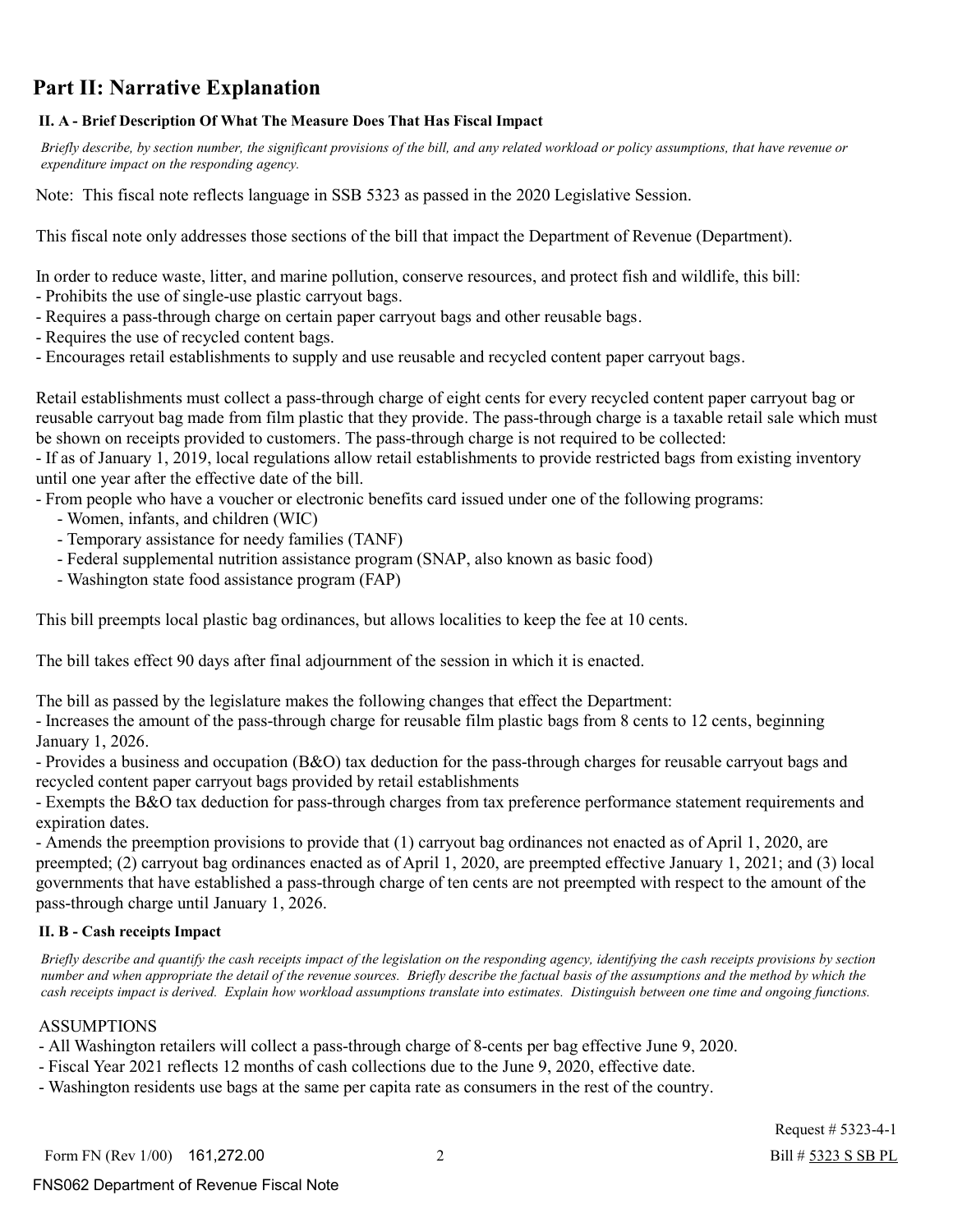# Part II: Narrative Explanation

### II. A - Brief Description Of What The Measure Does That Has Fiscal Impact

*Briefly describe, by section number, the significant provisions of the bill, and any related workload or policy assumptions, that have revenue or expenditure impact on the responding agency.*

Note: This fiscal note reflects language in SSB 5323 as passed in the 2020 Legislative Session.

This fiscal note only addresses those sections of the bill that impact the Department of Revenue (Department).

In order to reduce waste, litter, and marine pollution, conserve resources, and protect fish and wildlife, this bill:
- Prohibits the use of single-use plastic carryout bags.
- Requires a pass-through charge on certain paper carryout bags and other reusable bags.
- Requires the use of recycled content bags.
- Encourages retail establishments to supply and use reusable and recycled content paper carryout bags.

Retail establishments must collect a pass-through charge of eight cents for every recycled content paper carryout bag or reusable carryout bag made from film plastic that they provide. The pass-through charge is a taxable retail sale which must be shown on receipts provided to customers. The pass-through charge is not required to be collected:
- If as of January 1, 2019, local regulations allow retail establishments to provide restricted bags from existing inventory until one year after the effective date of the bill.
- From people who have a voucher or electronic benefits card issued under one of the following programs:
  - Women, infants, and children (WIC)
  - Temporary assistance for needy families (TANF)
  - Federal supplemental nutrition assistance program (SNAP, also known as basic food)
  - Washington state food assistance program (FAP)

This bill preempts local plastic bag ordinances, but allows localities to keep the fee at 10 cents.

The bill takes effect 90 days after final adjournment of the session in which it is enacted.

The bill as passed by the legislature makes the following changes that effect the Department:
- Increases the amount of the pass-through charge for reusable film plastic bags from 8 cents to 12 cents, beginning January 1, 2026.
- Provides a business and occupation (B&O) tax deduction for the pass-through charges for reusable carryout bags and recycled content paper carryout bags provided by retail establishments
- Exempts the B&O tax deduction for pass-through charges from tax preference performance statement requirements and expiration dates.
- Amends the preemption provisions to provide that (1) carryout bag ordinances not enacted as of April 1, 2020, are preempted; (2) carryout bag ordinances enacted as of April 1, 2020, are preempted effective January 1, 2021; and (3) local governments that have established a pass-through charge of ten cents are not preempted with respect to the amount of the pass-through charge until January 1, 2026.

### II. B - Cash receipts Impact

*Briefly describe and quantify the cash receipts impact of the legislation on the responding agency, identifying the cash receipts provisions by section number and when appropriate the detail of the revenue sources. Briefly describe the factual basis of the assumptions and the method by which the cash receipts impact is derived. Explain how workload assumptions translate into estimates. Distinguish between one time and ongoing functions.*

ASSUMPTIONS
- All Washington retailers will collect a pass-through charge of 8-cents per bag effective June 9, 2020.
- Fiscal Year 2021 reflects 12 months of cash collections due to the June 9, 2020, effective date.
- Washington residents use bags at the same per capita rate as consumers in the rest of the country.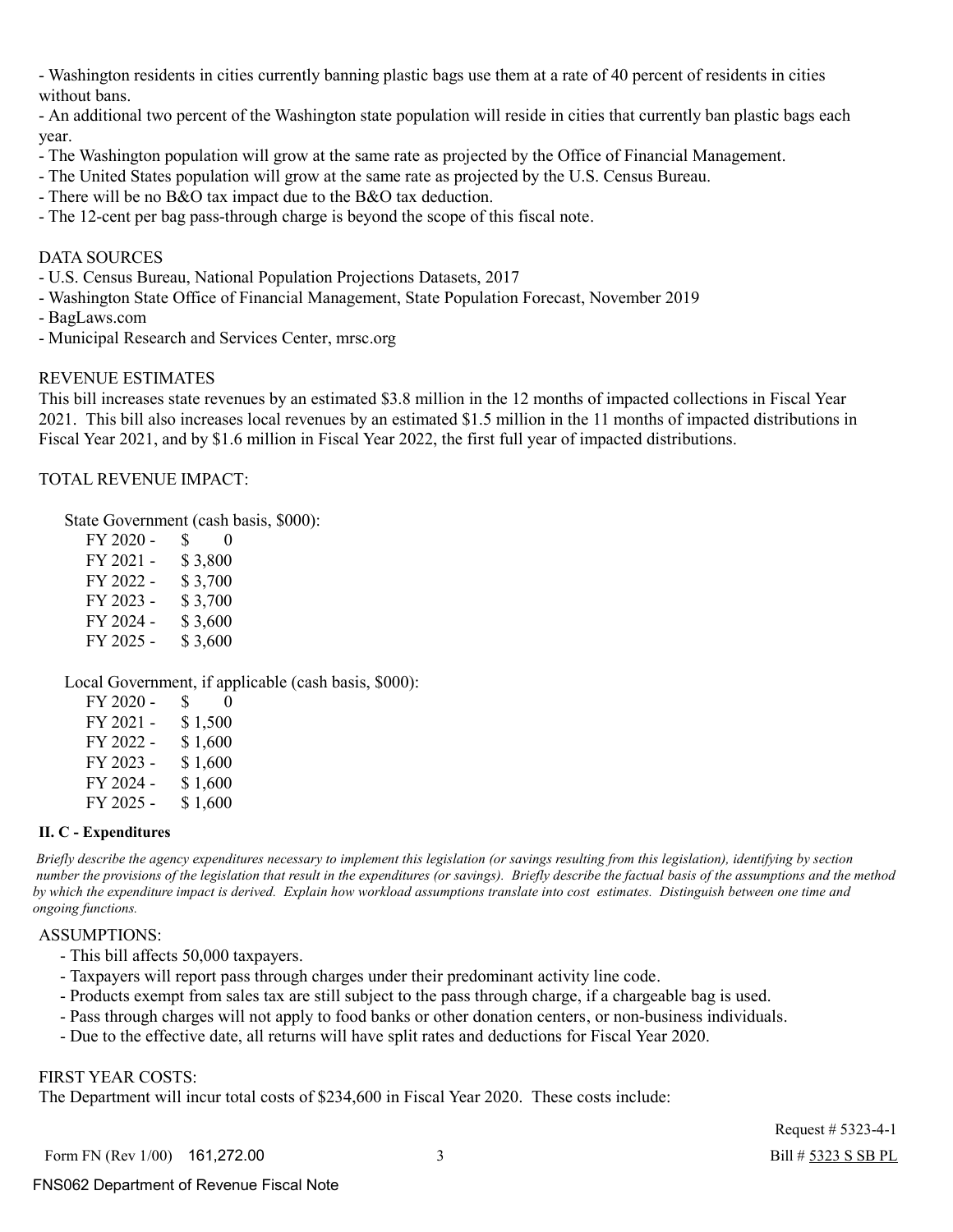- Washington residents in cities currently banning plastic bags use them at a rate of 40 percent of residents in cities without bans.
- An additional two percent of the Washington state population will reside in cities that currently ban plastic bags each year.
- The Washington population will grow at the same rate as projected by the Office of Financial Management.
- The United States population will grow at the same rate as projected by the U.S. Census Bureau.
- There will be no B&O tax impact due to the B&O tax deduction.
- The 12-cent per bag pass-through charge is beyond the scope of this fiscal note.

DATA SOURCES

- U.S. Census Bureau, National Population Projections Datasets, 2017
- Washington State Office of Financial Management, State Population Forecast, November 2019
- BagLaws.com
- Municipal Research and Services Center, mrsc.org

REVENUE ESTIMATES

This bill increases state revenues by an estimated $3.8 million in the 12 months of impacted collections in Fiscal Year 2021. This bill also increases local revenues by an estimated $1.5 million in the 11 months of impacted distributions in Fiscal Year 2021, and by $1.6 million in Fiscal Year 2022, the first full year of impacted distributions.

TOTAL REVENUE IMPACT:

State Government (cash basis, $000):

| | |
|---|---|
| FY 2020 - | $ 0 |
| FY 2021 - | $ 3,800 |
| FY 2022 - | $ 3,700 |
| FY 2023 - | $ 3,700 |
| FY 2024 - | $ 3,600 |
| FY 2025 - | $ 3,600 |

Local Government, if applicable (cash basis, $000):

| | |
|---|---|
| FY 2020 - | $ 0 |
| FY 2021 - | $ 1,500 |
| FY 2022 - | $ 1,600 |
| FY 2023 - | $ 1,600 |
| FY 2024 - | $ 1,600 |
| FY 2025 - | $ 1,600 |

**II. C - Expenditures**

*Briefly describe the agency expenditures necessary to implement this legislation (or savings resulting from this legislation), identifying by section number the provisions of the legislation that result in the expenditures (or savings). Briefly describe the factual basis of the assumptions and the method by which the expenditure impact is derived. Explain how workload assumptions translate into cost estimates. Distinguish between one time and ongoing functions.*

ASSUMPTIONS:

- This bill affects 50,000 taxpayers.
- Taxpayers will report pass through charges under their predominant activity line code.
- Products exempt from sales tax are still subject to the pass through charge, if a chargeable bag is used.
- Pass through charges will not apply to food banks or other donation centers, or non-business individuals.
- Due to the effective date, all returns will have split rates and deductions for Fiscal Year 2020.

FIRST YEAR COSTS:

The Department will incur total costs of $234,600 in Fiscal Year 2020. These costs include: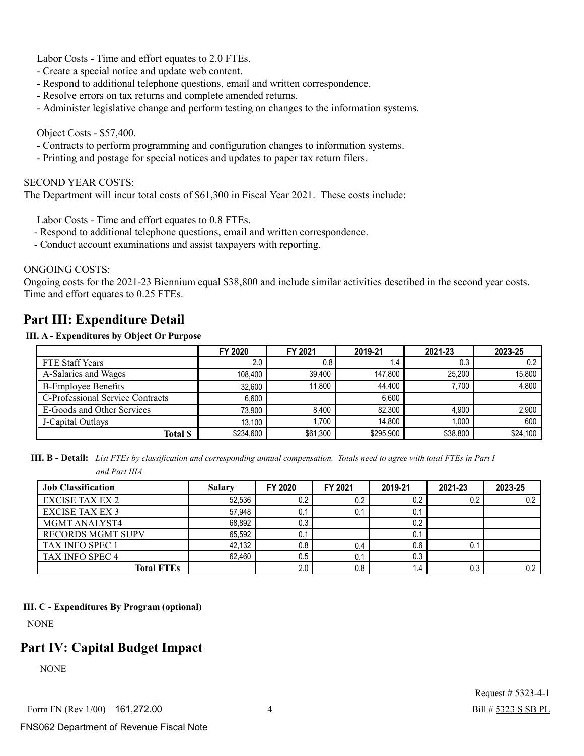Labor Costs - Time and effort equates to 2.0 FTEs.
- Create a special notice and update web content.
- Respond to additional telephone questions, email and written correspondence.
- Resolve errors on tax returns and complete amended returns.
- Administer legislative change and perform testing on changes to the information systems.

Object Costs - $57,400.
- Contracts to perform programming and configuration changes to information systems.
- Printing and postage for special notices and updates to paper tax return filers.

SECOND YEAR COSTS:
The Department will incur total costs of $61,300 in Fiscal Year 2021. These costs include:

Labor Costs - Time and effort equates to 0.8 FTEs.
- Respond to additional telephone questions, email and written correspondence.
- Conduct account examinations and assist taxpayers with reporting.

ONGOING COSTS:
Ongoing costs for the 2021-23 Biennium equal $38,800 and include similar activities described in the second year costs. Time and effort equates to 0.25 FTEs.

## Part III: Expenditure Detail

**III. A - Expenditures by Object Or Purpose**

| | FY 2020 | FY 2021 | 2019-21 | 2021-23 | 2023-25 |
|---|---|---|---|---|---|
| FTE Staff Years | 2.0 | 0.8 | 1.4 | 0.3 | 0.2 |
| A-Salaries and Wages | 108,400 | 39,400 | 147,800 | 25,200 | 15,800 |
| B-Employee Benefits | 32,600 | 11,800 | 44,400 | 7,700 | 4,800 |
| C-Professional Service Contracts | 6,600 | | 6,600 | | |
| E-Goods and Other Services | 73,900 | 8,400 | 82,300 | 4,900 | 2,900 |
| J-Capital Outlays | 13,100 | 1,700 | 14,800 | 1,000 | 600 |
| **Total $** | $234,600 | $61,300 | $295,900 | $38,800 | $24,100 |

**III. B - Detail:** *List FTEs by classification and corresponding annual compensation. Totals need to agree with total FTEs in Part I and Part IIIA*

| Job Classification | Salary | FY 2020 | FY 2021 | 2019-21 | 2021-23 | 2023-25 |
|---|---|---|---|---|---|---|
| EXCISE TAX EX 2 | 52,536 | 0.2 | 0.2 | 0.2 | 0.2 | 0.2 |
| EXCISE TAX EX 3 | 57,948 | 0.1 | 0.1 | 0.1 | | |
| MGMT ANALYST4 | 68,892 | 0.3 | | 0.2 | | |
| RECORDS MGMT SUPV | 65,592 | 0.1 | | 0.1 | | |
| TAX INFO SPEC 1 | 42,132 | 0.8 | 0.4 | 0.6 | 0.1 | |
| TAX INFO SPEC 4 | 62,460 | 0.5 | 0.1 | 0.3 | | |
| **Total FTEs** | | 2.0 | 0.8 | 1.4 | 0.3 | 0.2 |

**III. C - Expenditures By Program (optional)**

NONE

## Part IV: Capital Budget Impact

NONE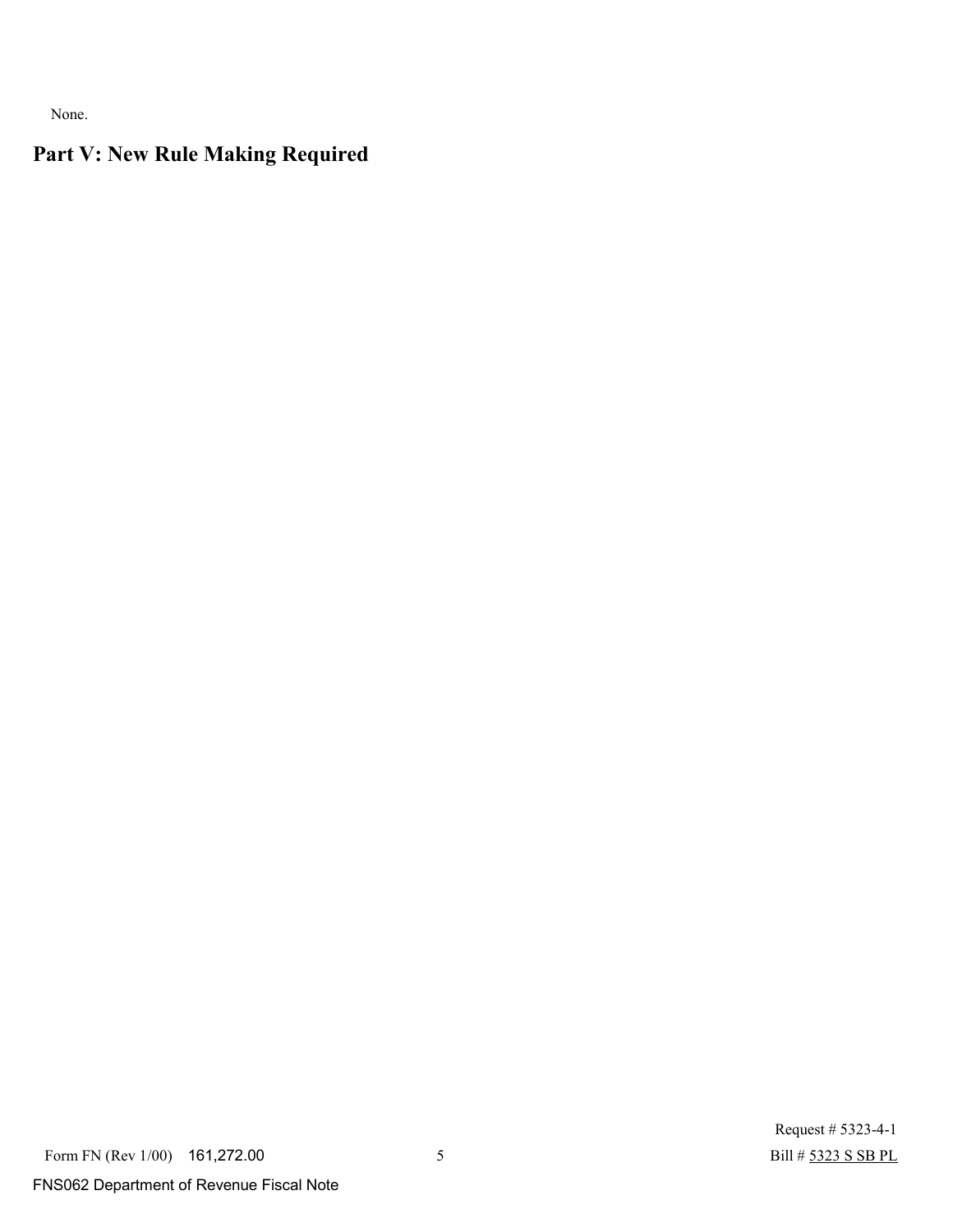None.

## Part V: New Rule Making Required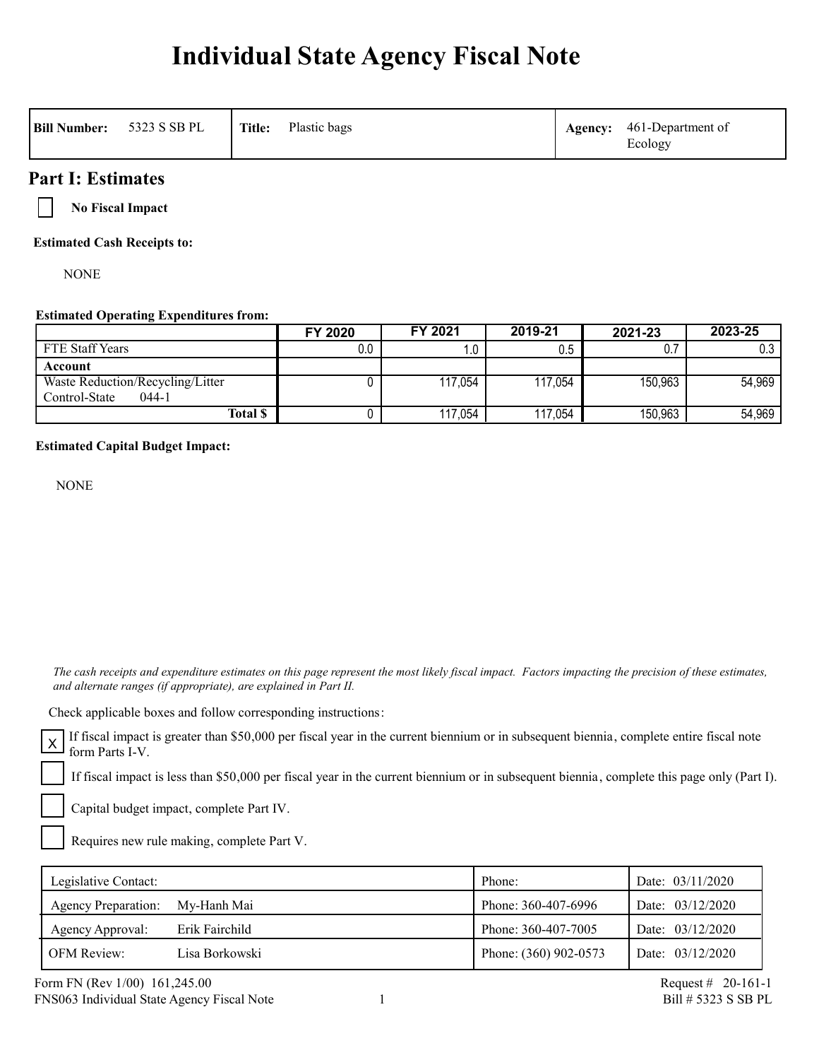# Individual State Agency Fiscal Note

| Bill Number: 5323 S SB PL | Title: Plastic bags | Agency: 461-Department of Ecology |
|---|---|---|

## Part I: Estimates

☐ **No Fiscal Impact**

**Estimated Cash Receipts to:**

NONE

**Estimated Operating Expenditures from:**

| | FY 2020 | FY 2021 | 2019-21 | 2021-23 | 2023-25 |
|---|---|---|---|---|---|
| FTE Staff Years | 0.0 | 1.0 | 0.5 | 0.7 | 0.3 |
| **Account** | | | | | |
| Waste Reduction/Recycling/Litter Control-State 044-1 | 0 | 117,054 | 117,054 | 150,963 | 54,969 |
| **Total $** | 0 | 117,054 | 117,054 | 150,963 | 54,969 |

**Estimated Capital Budget Impact:**

NONE

*The cash receipts and expenditure estimates on this page represent the most likely fiscal impact. Factors impacting the precision of these estimates, and alternate ranges (if appropriate), are explained in Part II.*

Check applicable boxes and follow corresponding instructions:

☒ If fiscal impact is greater than $50,000 per fiscal year in the current biennium or in subsequent biennia, complete entire fiscal note form Parts I-V.

☐ If fiscal impact is less than $50,000 per fiscal year in the current biennium or in subsequent biennia, complete this page only (Part I).

☐ Capital budget impact, complete Part IV.

☐ Requires new rule making, complete Part V.

| | | Phone: | Date: |
|---|---|---|---|
| Legislative Contact: | | Phone: | Date: 03/11/2020 |
| Agency Preparation: | My-Hanh Mai | Phone: 360-407-6996 | Date: 03/12/2020 |
| Agency Approval: | Erik Fairchild | Phone: 360-407-7005 | Date: 03/12/2020 |
| OFM Review: | Lisa Borkowski | Phone: (360) 902-0573 | Date: 03/12/2020 |

Form FN (Rev 1/00) 161,245.00 — Request # 20-161-1

FNS063 Individual State Agency Fiscal Note — Bill # 5323 S SB PL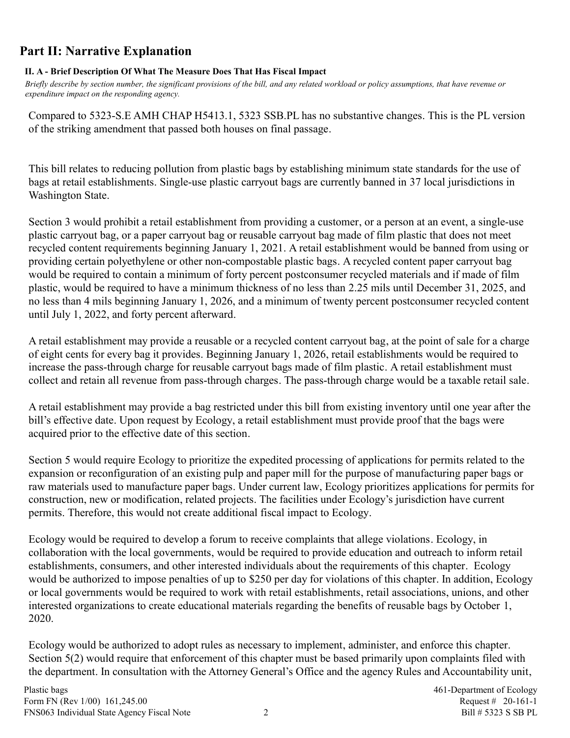## Part II: Narrative Explanation

**II. A - Brief Description Of What The Measure Does That Has Fiscal Impact**

*Briefly describe by section number, the significant provisions of the bill, and any related workload or policy assumptions, that have revenue or expenditure impact on the responding agency.*

Compared to 5323-S.E AMH CHAP H5413.1, 5323 SSB.PL has no substantive changes. This is the PL version of the striking amendment that passed both houses on final passage.

This bill relates to reducing pollution from plastic bags by establishing minimum state standards for the use of bags at retail establishments. Single-use plastic carryout bags are currently banned in 37 local jurisdictions in Washington State.

Section 3 would prohibit a retail establishment from providing a customer, or a person at an event, a single-use plastic carryout bag, or a paper carryout bag or reusable carryout bag made of film plastic that does not meet recycled content requirements beginning January 1, 2021. A retail establishment would be banned from using or providing certain polyethylene or other non-compostable plastic bags. A recycled content paper carryout bag would be required to contain a minimum of forty percent postconsumer recycled materials and if made of film plastic, would be required to have a minimum thickness of no less than 2.25 mils until December 31, 2025, and no less than 4 mils beginning January 1, 2026, and a minimum of twenty percent postconsumer recycled content until July 1, 2022, and forty percent afterward.

A retail establishment may provide a reusable or a recycled content carryout bag, at the point of sale for a charge of eight cents for every bag it provides. Beginning January 1, 2026, retail establishments would be required to increase the pass-through charge for reusable carryout bags made of film plastic. A retail establishment must collect and retain all revenue from pass-through charges. The pass-through charge would be a taxable retail sale.

A retail establishment may provide a bag restricted under this bill from existing inventory until one year after the bill's effective date. Upon request by Ecology, a retail establishment must provide proof that the bags were acquired prior to the effective date of this section.

Section 5 would require Ecology to prioritize the expedited processing of applications for permits related to the expansion or reconfiguration of an existing pulp and paper mill for the purpose of manufacturing paper bags or raw materials used to manufacture paper bags. Under current law, Ecology prioritizes applications for permits for construction, new or modification, related projects. The facilities under Ecology's jurisdiction have current permits. Therefore, this would not create additional fiscal impact to Ecology.

Ecology would be required to develop a forum to receive complaints that allege violations. Ecology, in collaboration with the local governments, would be required to provide education and outreach to inform retail establishments, consumers, and other interested individuals about the requirements of this chapter. Ecology would be authorized to impose penalties of up to $250 per day for violations of this chapter. In addition, Ecology or local governments would be required to work with retail establishments, retail associations, unions, and other interested organizations to create educational materials regarding the benefits of reusable bags by October 1, 2020.

Ecology would be authorized to adopt rules as necessary to implement, administer, and enforce this chapter. Section 5(2) would require that enforcement of this chapter must be based primarily upon complaints filed with the department. In consultation with the Attorney General's Office and the agency Rules and Accountability unit,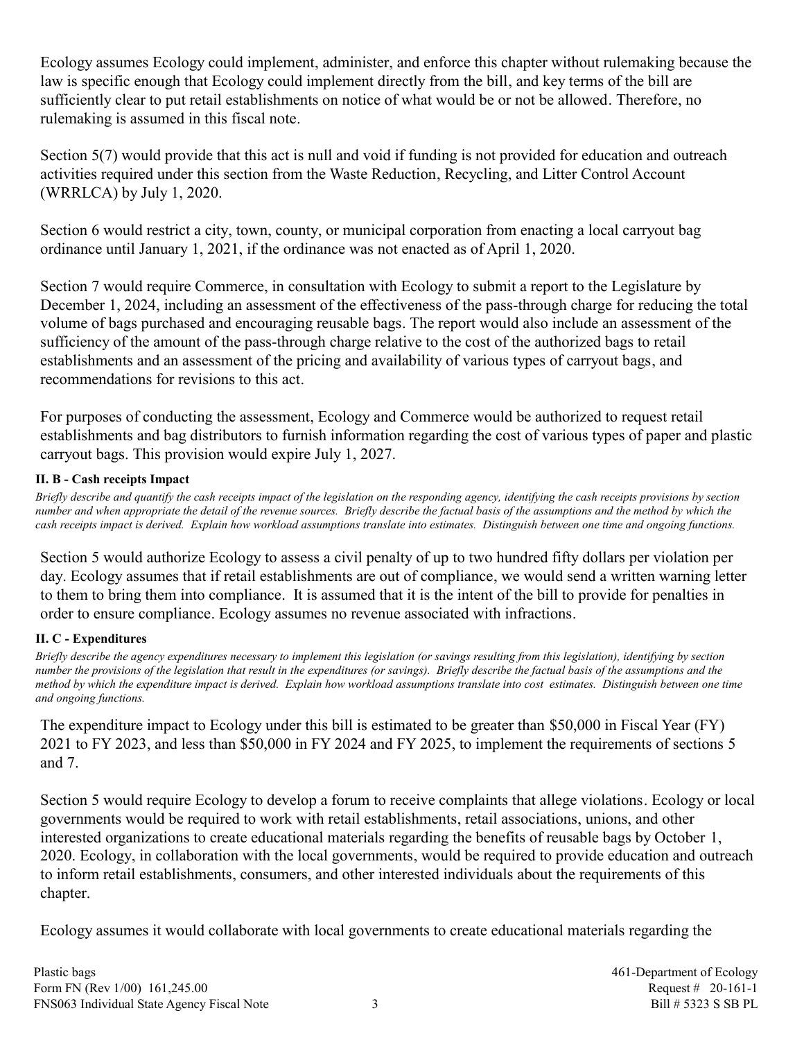Ecology assumes Ecology could implement, administer, and enforce this chapter without rulemaking because the law is specific enough that Ecology could implement directly from the bill, and key terms of the bill are sufficiently clear to put retail establishments on notice of what would be or not be allowed. Therefore, no rulemaking is assumed in this fiscal note.

Section 5(7) would provide that this act is null and void if funding is not provided for education and outreach activities required under this section from the Waste Reduction, Recycling, and Litter Control Account (WRRLCA) by July 1, 2020.

Section 6 would restrict a city, town, county, or municipal corporation from enacting a local carryout bag ordinance until January 1, 2021, if the ordinance was not enacted as of April 1, 2020.

Section 7 would require Commerce, in consultation with Ecology to submit a report to the Legislature by December 1, 2024, including an assessment of the effectiveness of the pass-through charge for reducing the total volume of bags purchased and encouraging reusable bags. The report would also include an assessment of the sufficiency of the amount of the pass-through charge relative to the cost of the authorized bags to retail establishments and an assessment of the pricing and availability of various types of carryout bags, and recommendations for revisions to this act.

For purposes of conducting the assessment, Ecology and Commerce would be authorized to request retail establishments and bag distributors to furnish information regarding the cost of various types of paper and plastic carryout bags. This provision would expire July 1, 2027.

**II. B - Cash receipts Impact**

*Briefly describe and quantify the cash receipts impact of the legislation on the responding agency, identifying the cash receipts provisions by section number and when appropriate the detail of the revenue sources. Briefly describe the factual basis of the assumptions and the method by which the cash receipts impact is derived. Explain how workload assumptions translate into estimates. Distinguish between one time and ongoing functions.*

Section 5 would authorize Ecology to assess a civil penalty of up to two hundred fifty dollars per violation per day. Ecology assumes that if retail establishments are out of compliance, we would send a written warning letter to them to bring them into compliance. It is assumed that it is the intent of the bill to provide for penalties in order to ensure compliance. Ecology assumes no revenue associated with infractions.

**II. C - Expenditures**

*Briefly describe the agency expenditures necessary to implement this legislation (or savings resulting from this legislation), identifying by section number the provisions of the legislation that result in the expenditures (or savings). Briefly describe the factual basis of the assumptions and the method by which the expenditure impact is derived. Explain how workload assumptions translate into cost estimates. Distinguish between one time and ongoing functions.*

The expenditure impact to Ecology under this bill is estimated to be greater than $50,000 in Fiscal Year (FY) 2021 to FY 2023, and less than $50,000 in FY 2024 and FY 2025, to implement the requirements of sections 5 and 7.

Section 5 would require Ecology to develop a forum to receive complaints that allege violations. Ecology or local governments would be required to work with retail establishments, retail associations, unions, and other interested organizations to create educational materials regarding the benefits of reusable bags by October 1, 2020. Ecology, in collaboration with the local governments, would be required to provide education and outreach to inform retail establishments, consumers, and other interested individuals about the requirements of this chapter.

Ecology assumes it would collaborate with local governments to create educational materials regarding the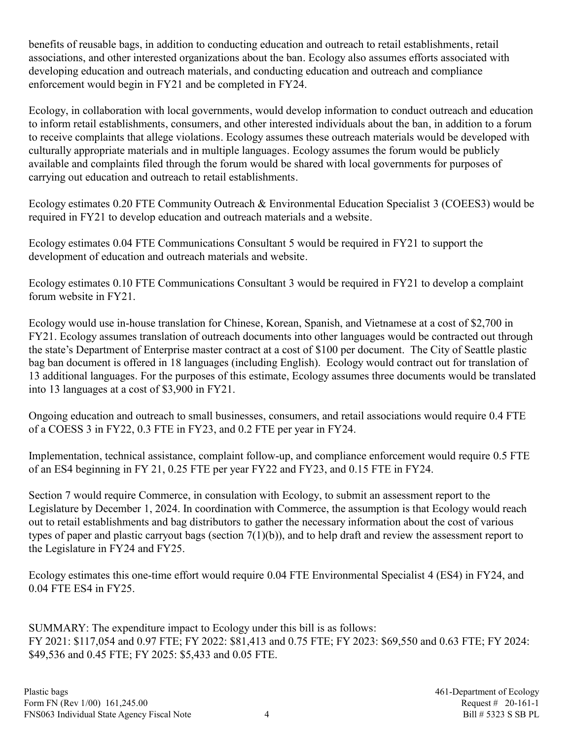benefits of reusable bags, in addition to conducting education and outreach to retail establishments, retail associations, and other interested organizations about the ban. Ecology also assumes efforts associated with developing education and outreach materials, and conducting education and outreach and compliance enforcement would begin in FY21 and be completed in FY24.

Ecology, in collaboration with local governments, would develop information to conduct outreach and education to inform retail establishments, consumers, and other interested individuals about the ban, in addition to a forum to receive complaints that allege violations. Ecology assumes these outreach materials would be developed with culturally appropriate materials and in multiple languages. Ecology assumes the forum would be publicly available and complaints filed through the forum would be shared with local governments for purposes of carrying out education and outreach to retail establishments.

Ecology estimates 0.20 FTE Community Outreach & Environmental Education Specialist 3 (COEES3) would be required in FY21 to develop education and outreach materials and a website.

Ecology estimates 0.04 FTE Communications Consultant 5 would be required in FY21 to support the development of education and outreach materials and website.

Ecology estimates 0.10 FTE Communications Consultant 3 would be required in FY21 to develop a complaint forum website in FY21.

Ecology would use in-house translation for Chinese, Korean, Spanish, and Vietnamese at a cost of $2,700 in FY21. Ecology assumes translation of outreach documents into other languages would be contracted out through the state's Department of Enterprise master contract at a cost of $100 per document. The City of Seattle plastic bag ban document is offered in 18 languages (including English). Ecology would contract out for translation of 13 additional languages. For the purposes of this estimate, Ecology assumes three documents would be translated into 13 languages at a cost of $3,900 in FY21.

Ongoing education and outreach to small businesses, consumers, and retail associations would require 0.4 FTE of a COESS 3 in FY22, 0.3 FTE in FY23, and 0.2 FTE per year in FY24.

Implementation, technical assistance, complaint follow-up, and compliance enforcement would require 0.5 FTE of an ES4 beginning in FY 21, 0.25 FTE per year FY22 and FY23, and 0.15 FTE in FY24.

Section 7 would require Commerce, in consulation with Ecology, to submit an assessment report to the Legislature by December 1, 2024. In coordination with Commerce, the assumption is that Ecology would reach out to retail establishments and bag distributors to gather the necessary information about the cost of various types of paper and plastic carryout bags (section 7(1)(b)), and to help draft and review the assessment report to the Legislature in FY24 and FY25.

Ecology estimates this one-time effort would require 0.04 FTE Environmental Specialist 4 (ES4) in FY24, and 0.04 FTE ES4 in FY25.

SUMMARY: The expenditure impact to Ecology under this bill is as follows:
FY 2021: $117,054 and 0.97 FTE; FY 2022: $81,413 and 0.75 FTE; FY 2023: $69,550 and 0.63 FTE; FY 2024: $49,536 and 0.45 FTE; FY 2025: $5,433 and 0.05 FTE.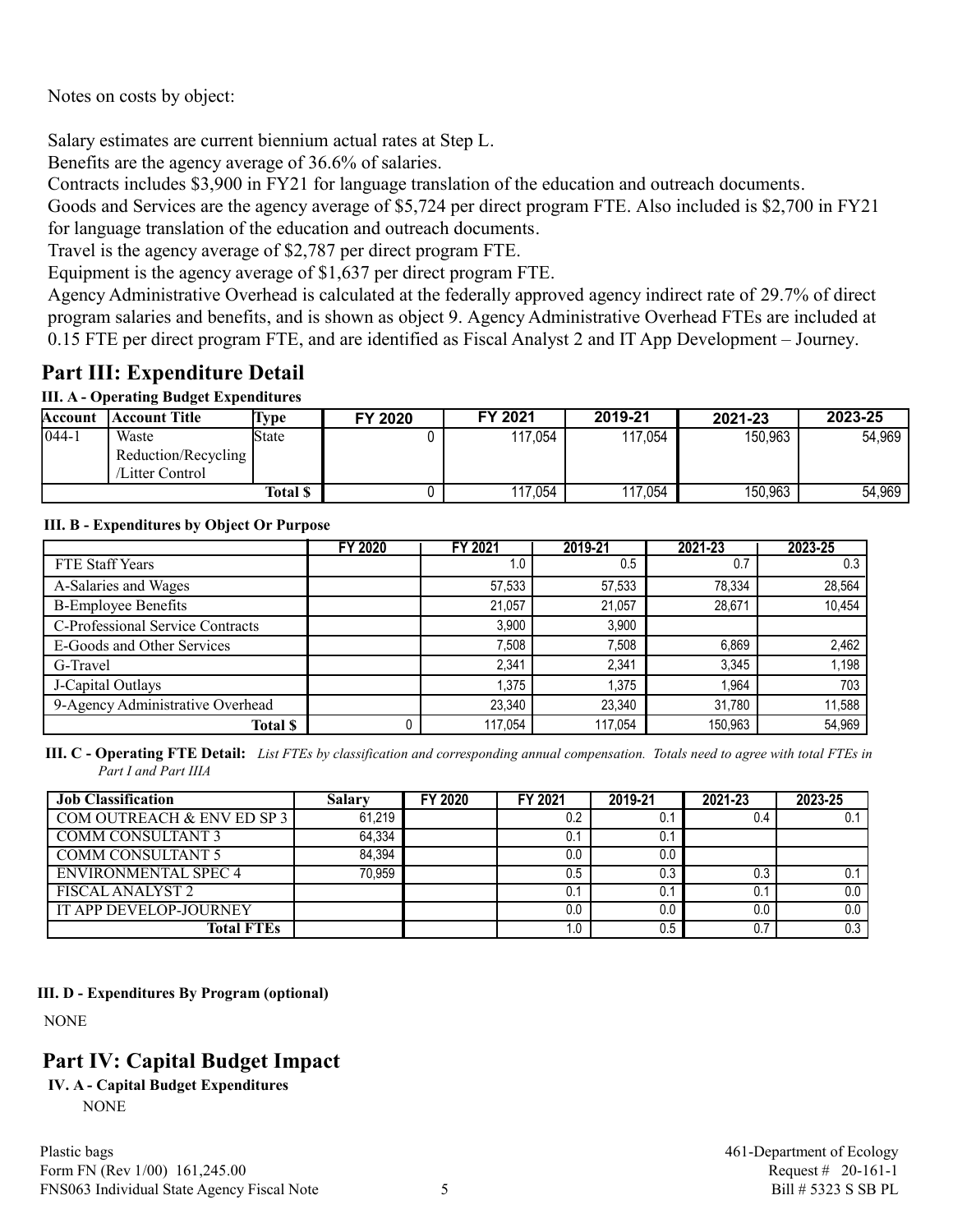Notes on costs by object:

Salary estimates are current biennium actual rates at Step L.

Benefits are the agency average of 36.6% of salaries.

Contracts includes $3,900 in FY21 for language translation of the education and outreach documents.

Goods and Services are the agency average of $5,724 per direct program FTE. Also included is $2,700 in FY21 for language translation of the education and outreach documents.

Travel is the agency average of $2,787 per direct program FTE.

Equipment is the agency average of $1,637 per direct program FTE.

Agency Administrative Overhead is calculated at the federally approved agency indirect rate of 29.7% of direct program salaries and benefits, and is shown as object 9. Agency Administrative Overhead FTEs are included at 0.15 FTE per direct program FTE, and are identified as Fiscal Analyst 2 and IT App Development – Journey.

## Part III: Expenditure Detail

### III. A - Operating Budget Expenditures

| Account | Account Title | Type | FY 2020 | FY 2021 | 2019-21 | 2021-23 | 2023-25 |
|---|---|---|---|---|---|---|---|
| 044-1 | Waste Reduction/Recycling /Litter Control | State | 0 | 117,054 | 117,054 | 150,963 | 54,969 |
| | | **Total $** | 0 | 117,054 | 117,054 | 150,963 | 54,969 |

### III. B - Expenditures by Object Or Purpose

| | FY 2020 | FY 2021 | 2019-21 | 2021-23 | 2023-25 |
|---|---|---|---|---|---|
| FTE Staff Years | | 1.0 | 0.5 | 0.7 | 0.3 |
| A-Salaries and Wages | | 57,533 | 57,533 | 78,334 | 28,564 |
| B-Employee Benefits | | 21,057 | 21,057 | 28,671 | 10,454 |
| C-Professional Service Contracts | | 3,900 | 3,900 | | |
| E-Goods and Other Services | | 7,508 | 7,508 | 6,869 | 2,462 |
| G-Travel | | 2,341 | 2,341 | 3,345 | 1,198 |
| J-Capital Outlays | | 1,375 | 1,375 | 1,964 | 703 |
| 9-Agency Administrative Overhead | | 23,340 | 23,340 | 31,780 | 11,588 |
| **Total $** | 0 | 117,054 | 117,054 | 150,963 | 54,969 |

**III. C - Operating FTE Detail:** *List FTEs by classification and corresponding annual compensation. Totals need to agree with total FTEs in Part I and Part IIIA*

| Job Classification | Salary | FY 2020 | FY 2021 | 2019-21 | 2021-23 | 2023-25 |
|---|---|---|---|---|---|---|
| COM OUTREACH & ENV ED SP 3 | 61,219 | | 0.2 | 0.1 | 0.4 | 0.1 |
| COMM CONSULTANT 3 | 64,334 | | 0.1 | 0.1 | | |
| COMM CONSULTANT 5 | 84,394 | | 0.0 | 0.0 | | |
| ENVIRONMENTAL SPEC 4 | 70,959 | | 0.5 | 0.3 | 0.3 | 0.1 |
| FISCAL ANALYST 2 | | | 0.1 | 0.1 | 0.1 | 0.0 |
| IT APP DEVELOP-JOURNEY | | | 0.0 | 0.0 | 0.0 | 0.0 |
| **Total FTEs** | | | 1.0 | 0.5 | 0.7 | 0.3 |

### III. D - Expenditures By Program (optional)

NONE

## Part IV: Capital Budget Impact

### IV. A - Capital Budget Expenditures

NONE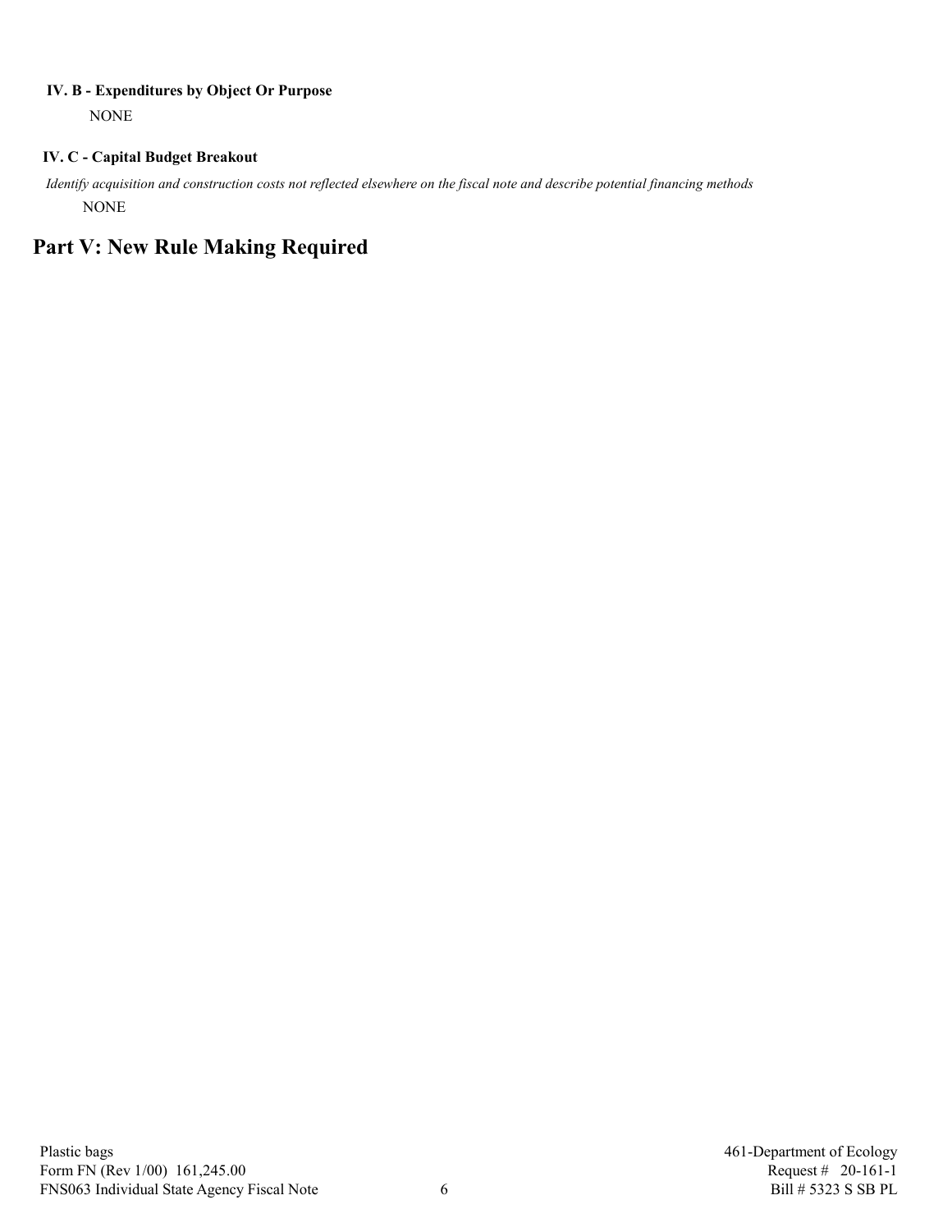### IV. B - Expenditures by Object Or Purpose

NONE

### IV. C - Capital Budget Breakout

*Identify acquisition and construction costs not reflected elsewhere on the fiscal note and describe potential financing methods*

NONE

## Part V: New Rule Making Required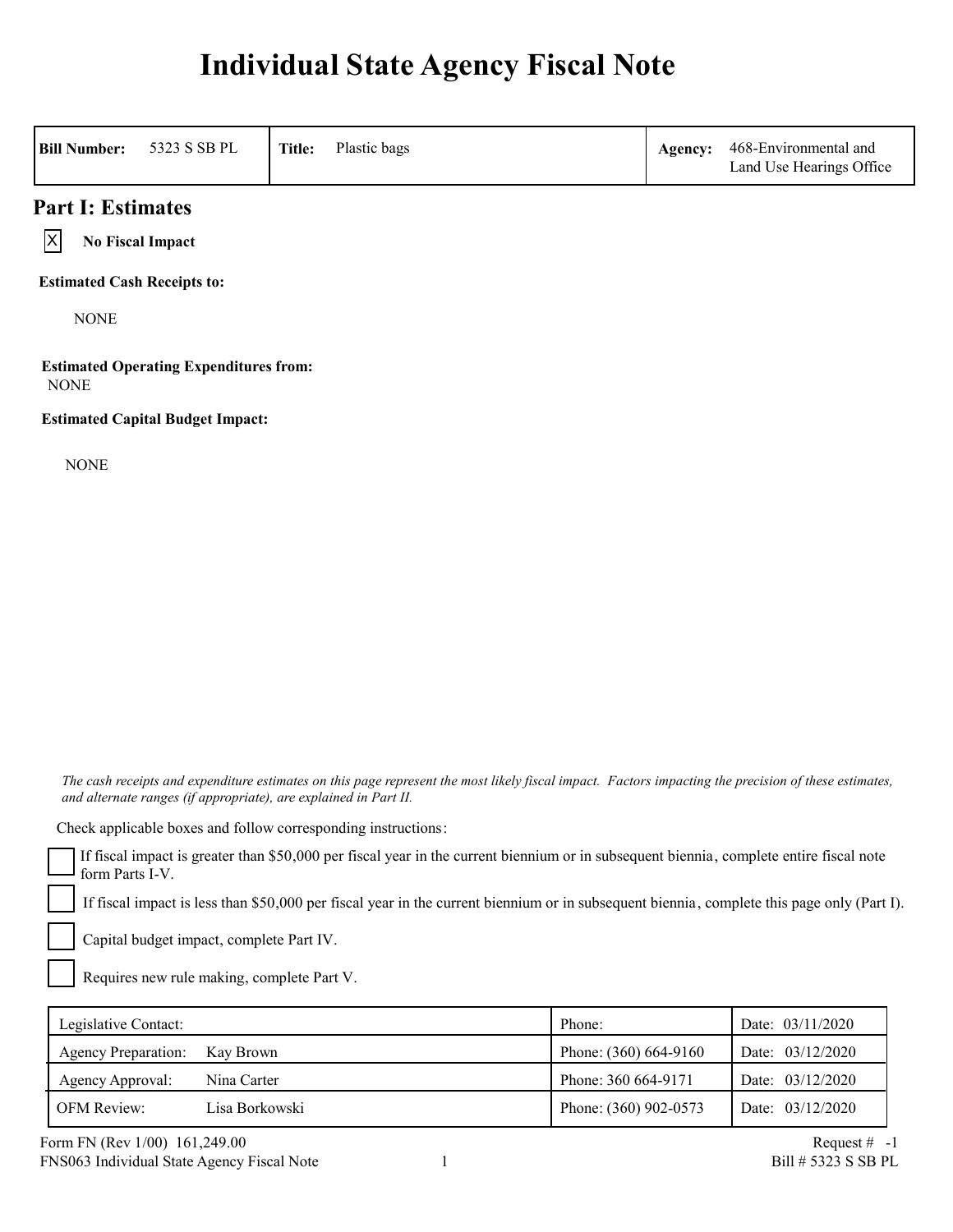# Individual State Agency Fiscal Note

| **Bill Number:** 5323 S SB PL | **Title:** Plastic bags | **Agency:** 468-Environmental and Land Use Hearings Office |
|---|---|---|

## Part I: Estimates

- [X] **No Fiscal Impact**

**Estimated Cash Receipts to:**

NONE

**Estimated Operating Expenditures from:**

NONE

**Estimated Capital Budget Impact:**

NONE

*The cash receipts and expenditure estimates on this page represent the most likely fiscal impact. Factors impacting the precision of these estimates, and alternate ranges (if appropriate), are explained in Part II.*

Check applicable boxes and follow corresponding instructions:

- [ ] If fiscal impact is greater than $50,000 per fiscal year in the current biennium or in subsequent biennia, complete entire fiscal note form Parts I-V.
- [ ] If fiscal impact is less than $50,000 per fiscal year in the current biennium or in subsequent biennia, complete this page only (Part I).
- [ ] Capital budget impact, complete Part IV.
- [ ] Requires new rule making, complete Part V.

| | | Phone: | Date: |
|---|---|---|---|
| Legislative Contact: | | Phone: | Date: 03/11/2020 |
| Agency Preparation: | Kay Brown | Phone: (360) 664-9160 | Date: 03/12/2020 |
| Agency Approval: | Nina Carter | Phone: 360 664-9171 | Date: 03/12/2020 |
| OFM Review: | Lisa Borkowski | Phone: (360) 902-0573 | Date: 03/12/2020 |

Form FN (Rev 1/00) 161,249.00 Request # -1

FNS063 Individual State Agency Fiscal Note Bill # 5323 S SB PL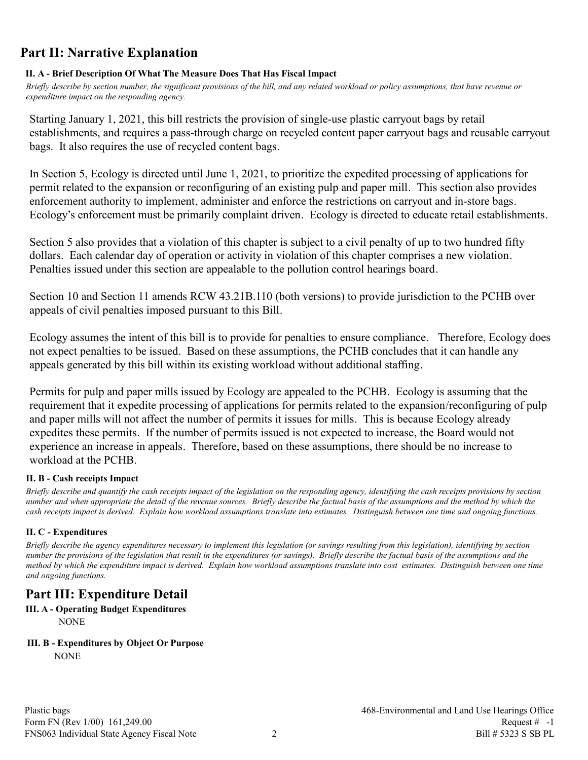## Part II: Narrative Explanation

### II. A - Brief Description Of What The Measure Does That Has Fiscal Impact

*Briefly describe by section number, the significant provisions of the bill, and any related workload or policy assumptions, that have revenue or expenditure impact on the responding agency.*

Starting January 1, 2021, this bill restricts the provision of single-use plastic carryout bags by retail establishments, and requires a pass-through charge on recycled content paper carryout bags and reusable carryout bags. It also requires the use of recycled content bags.

In Section 5, Ecology is directed until June 1, 2021, to prioritize the expedited processing of applications for permit related to the expansion or reconfiguring of an existing pulp and paper mill. This section also provides enforcement authority to implement, administer and enforce the restrictions on carryout and in-store bags. Ecology's enforcement must be primarily complaint driven. Ecology is directed to educate retail establishments.

Section 5 also provides that a violation of this chapter is subject to a civil penalty of up to two hundred fifty dollars. Each calendar day of operation or activity in violation of this chapter comprises a new violation. Penalties issued under this section are appealable to the pollution control hearings board.

Section 10 and Section 11 amends RCW 43.21B.110 (both versions) to provide jurisdiction to the PCHB over appeals of civil penalties imposed pursuant to this Bill.

Ecology assumes the intent of this bill is to provide for penalties to ensure compliance. Therefore, Ecology does not expect penalties to be issued. Based on these assumptions, the PCHB concludes that it can handle any appeals generated by this bill within its existing workload without additional staffing.

Permits for pulp and paper mills issued by Ecology are appealed to the PCHB. Ecology is assuming that the requirement that it expedite processing of applications for permits related to the expansion/reconfiguring of pulp and paper mills will not affect the number of permits it issues for mills. This is because Ecology already expedites these permits. If the number of permits issued is not expected to increase, the Board would not experience an increase in appeals. Therefore, based on these assumptions, there should be no increase to workload at the PCHB.

### II. B - Cash receipts Impact

*Briefly describe and quantify the cash receipts impact of the legislation on the responding agency, identifying the cash receipts provisions by section number and when appropriate the detail of the revenue sources. Briefly describe the factual basis of the assumptions and the method by which the cash receipts impact is derived. Explain how workload assumptions translate into estimates. Distinguish between one time and ongoing functions.*

### II. C - Expenditures

*Briefly describe the agency expenditures necessary to implement this legislation (or savings resulting from this legislation), identifying by section number the provisions of the legislation that result in the expenditures (or savings). Briefly describe the factual basis of the assumptions and the method by which the expenditure impact is derived. Explain how workload assumptions translate into cost estimates. Distinguish between one time and ongoing functions.*

## Part III: Expenditure Detail

### III. A - Operating Budget Expenditures

NONE

### III. B - Expenditures by Object Or Purpose

NONE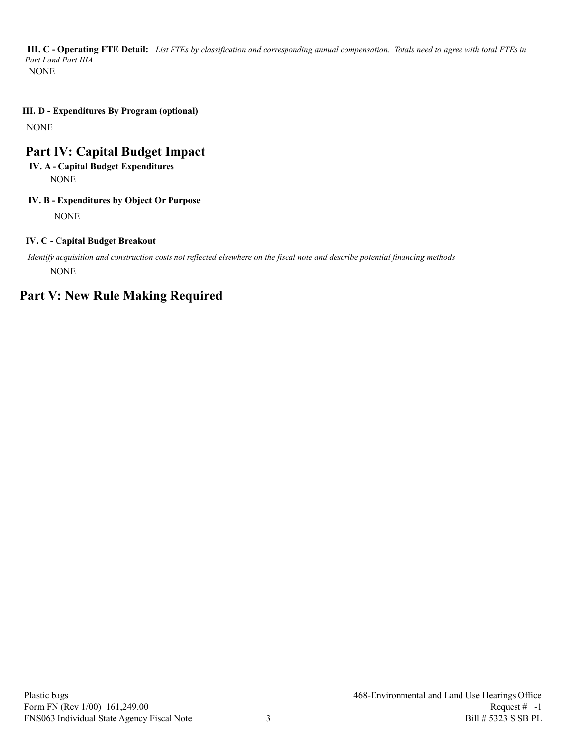**III. C - Operating FTE Detail:** *List FTEs by classification and corresponding annual compensation. Totals need to agree with total FTEs in Part I and Part IIIA*

NONE

**III. D - Expenditures By Program (optional)**

NONE

## Part IV: Capital Budget Impact

**IV. A - Capital Budget Expenditures**

NONE

**IV. B - Expenditures by Object Or Purpose**

NONE

**IV. C - Capital Budget Breakout**

*Identify acquisition and construction costs not reflected elsewhere on the fiscal note and describe potential financing methods*

NONE

## Part V: New Rule Making Required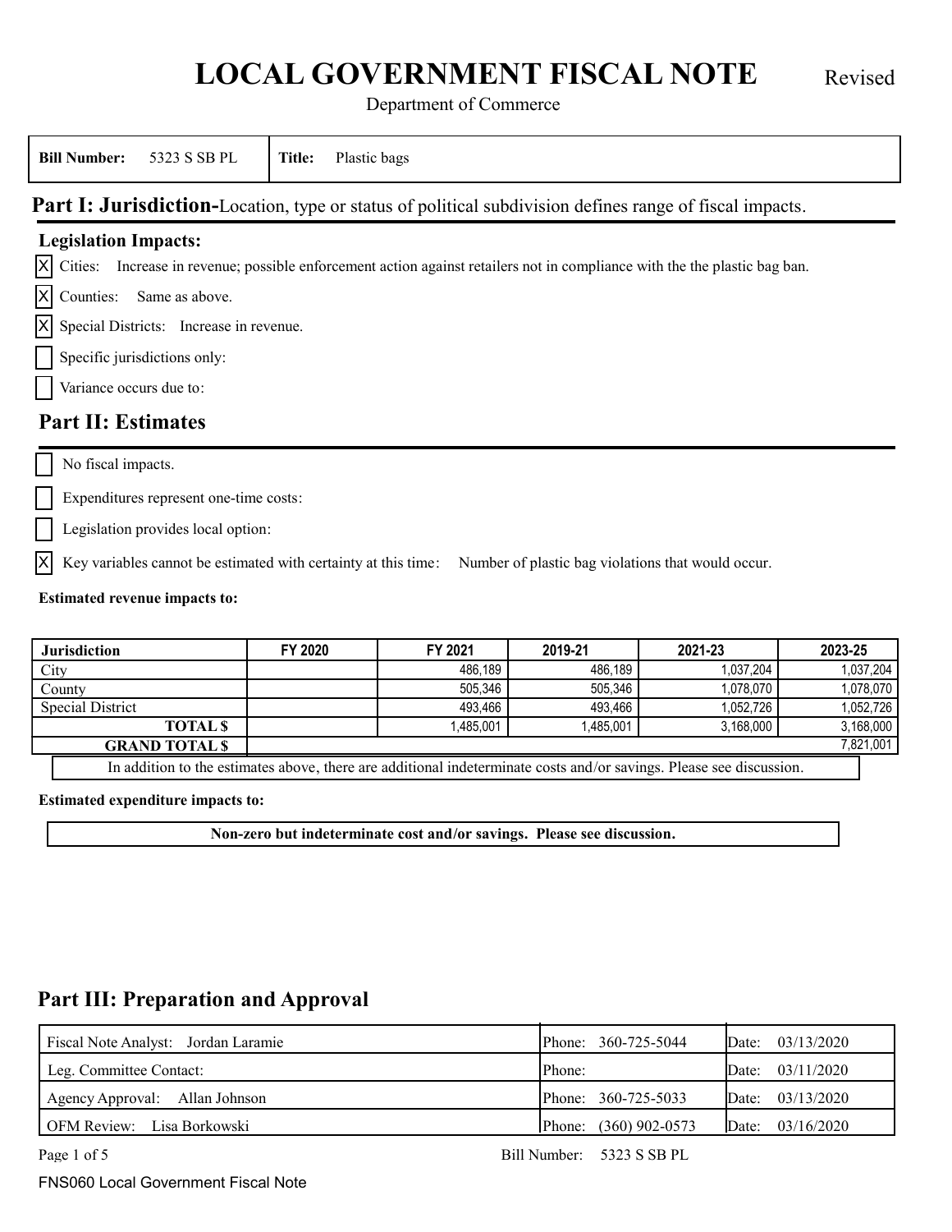# LOCAL GOVERNMENT FISCAL NOTE

Revised

Department of Commerce

| **Bill Number:** 5323 S SB PL | **Title:** Plastic bags |
|---|---|

## Part I: Jurisdiction-Location, type or status of political subdivision defines range of fiscal impacts.

**Legislation Impacts:**

- [X] Cities: Increase in revenue; possible enforcement action against retailers not in compliance with the the plastic bag ban.
- [X] Counties: Same as above.
- [X] Special Districts: Increase in revenue.
- [ ] Specific jurisdictions only:
- [ ] Variance occurs due to:

## Part II: Estimates

- [ ] No fiscal impacts.
- [ ] Expenditures represent one-time costs:
- [ ] Legislation provides local option:
- [X] Key variables cannot be estimated with certainty at this time: Number of plastic bag violations that would occur.

**Estimated revenue impacts to:**

| Jurisdiction | FY 2020 | FY 2021 | 2019-21 | 2021-23 | 2023-25 |
|---|---|---|---|---|---|
| City | | 486,189 | 486,189 | 1,037,204 | 1,037,204 |
| County | | 505,346 | 505,346 | 1,078,070 | 1,078,070 |
| Special District | | 493,466 | 493,466 | 1,052,726 | 1,052,726 |
| **TOTAL $** | | 1,485,001 | 1,485,001 | 3,168,000 | 3,168,000 |
| **GRAND TOTAL $** | | | | | 7,821,001 |

In addition to the estimates above, there are additional indeterminate costs and/or savings. Please see discussion.

**Estimated expenditure impacts to:**

**Non-zero but indeterminate cost and/or savings. Please see discussion.**

## Part III: Preparation and Approval

| | Phone | Date |
|---|---|---|
| Fiscal Note Analyst: Jordan Laramie | Phone: 360-725-5044 | Date: 03/13/2020 |
| Leg. Committee Contact: | Phone: | Date: 03/11/2020 |
| Agency Approval: Allan Johnson | Phone: 360-725-5033 | Date: 03/13/2020 |
| OFM Review: Lisa Borkowski | Phone: (360) 902-0573 | Date: 03/16/2020 |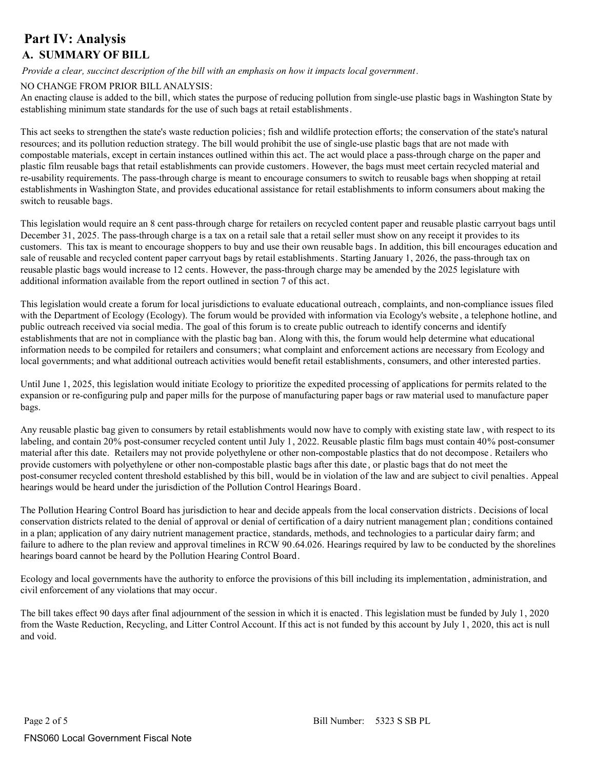# Part IV: Analysis

## A. SUMMARY OF BILL

*Provide a clear, succinct description of the bill with an emphasis on how it impacts local government.*

NO CHANGE FROM PRIOR BILL ANALYSIS:
An enacting clause is added to the bill, which states the purpose of reducing pollution from single-use plastic bags in Washington State by establishing minimum state standards for the use of such bags at retail establishments.

This act seeks to strengthen the state's waste reduction policies; fish and wildlife protection efforts; the conservation of the state's natural resources; and its pollution reduction strategy. The bill would prohibit the use of single-use plastic bags that are not made with compostable materials, except in certain instances outlined within this act. The act would place a pass-through charge on the paper and plastic film reusable bags that retail establishments can provide customers. However, the bags must meet certain recycled material and re-usability requirements. The pass-through charge is meant to encourage consumers to switch to reusable bags when shopping at retail establishments in Washington State, and provides educational assistance for retail establishments to inform consumers about making the switch to reusable bags.

This legislation would require an 8 cent pass-through charge for retailers on recycled content paper and reusable plastic carryout bags until December 31, 2025. The pass-through charge is a tax on a retail sale that a retail seller must show on any receipt it provides to its customers. This tax is meant to encourage shoppers to buy and use their own reusable bags. In addition, this bill encourages education and sale of reusable and recycled content paper carryout bags by retail establishments. Starting January 1, 2026, the pass-through tax on reusable plastic bags would increase to 12 cents. However, the pass-through charge may be amended by the 2025 legislature with additional information available from the report outlined in section 7 of this act.

This legislation would create a forum for local jurisdictions to evaluate educational outreach, complaints, and non-compliance issues filed with the Department of Ecology (Ecology). The forum would be provided with information via Ecology's website, a telephone hotline, and public outreach received via social media. The goal of this forum is to create public outreach to identify concerns and identify establishments that are not in compliance with the plastic bag ban. Along with this, the forum would help determine what educational information needs to be compiled for retailers and consumers; what complaint and enforcement actions are necessary from Ecology and local governments; and what additional outreach activities would benefit retail establishments, consumers, and other interested parties.

Until June 1, 2025, this legislation would initiate Ecology to prioritize the expedited processing of applications for permits related to the expansion or re-configuring pulp and paper mills for the purpose of manufacturing paper bags or raw material used to manufacture paper bags.

Any reusable plastic bag given to consumers by retail establishments would now have to comply with existing state law, with respect to its labeling, and contain 20% post-consumer recycled content until July 1, 2022. Reusable plastic film bags must contain 40% post-consumer material after this date. Retailers may not provide polyethylene or other non-compostable plastics that do not decompose. Retailers who provide customers with polyethylene or other non-compostable plastic bags after this date, or plastic bags that do not meet the post-consumer recycled content threshold established by this bill, would be in violation of the law and are subject to civil penalties. Appeal hearings would be heard under the jurisdiction of the Pollution Control Hearings Board.

The Pollution Hearing Control Board has jurisdiction to hear and decide appeals from the local conservation districts. Decisions of local conservation districts related to the denial of approval or denial of certification of a dairy nutrient management plan; conditions contained in a plan; application of any dairy nutrient management practice, standards, methods, and technologies to a particular dairy farm; and failure to adhere to the plan review and approval timelines in RCW 90.64.026. Hearings required by law to be conducted by the shorelines hearings board cannot be heard by the Pollution Hearing Control Board.

Ecology and local governments have the authority to enforce the provisions of this bill including its implementation, administration, and civil enforcement of any violations that may occur.

The bill takes effect 90 days after final adjournment of the session in which it is enacted. This legislation must be funded by July 1, 2020 from the Waste Reduction, Recycling, and Litter Control Account. If this act is not funded by this account by July 1, 2020, this act is null and void.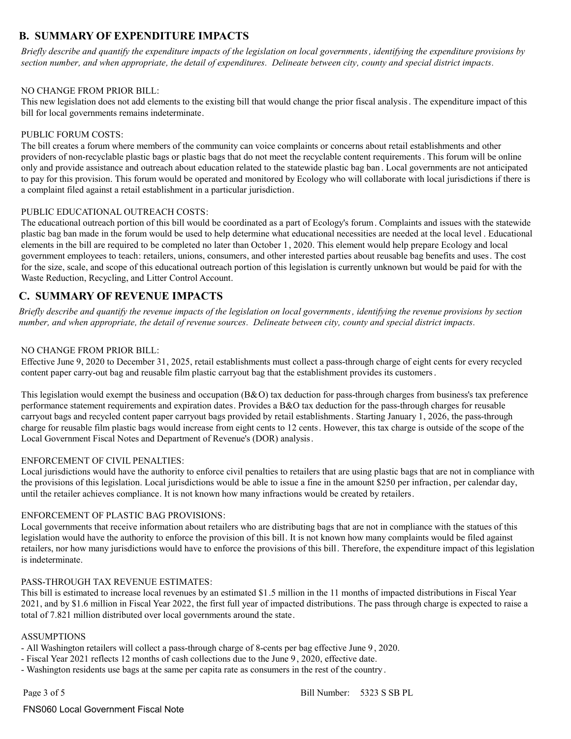## B. SUMMARY OF EXPENDITURE IMPACTS

*Briefly describe and quantify the expenditure impacts of the legislation on local governments, identifying the expenditure provisions by section number, and when appropriate, the detail of expenditures. Delineate between city, county and special district impacts.*

NO CHANGE FROM PRIOR BILL:
This new legislation does not add elements to the existing bill that would change the prior fiscal analysis. The expenditure impact of this bill for local governments remains indeterminate.

PUBLIC FORUM COSTS:
The bill creates a forum where members of the community can voice complaints or concerns about retail establishments and other providers of non-recyclable plastic bags or plastic bags that do not meet the recyclable content requirements. This forum will be online only and provide assistance and outreach about education related to the statewide plastic bag ban. Local governments are not anticipated to pay for this provision. This forum would be operated and monitored by Ecology who will collaborate with local jurisdictions if there is a complaint filed against a retail establishment in a particular jurisdiction.

PUBLIC EDUCATIONAL OUTREACH COSTS:
The educational outreach portion of this bill would be coordinated as a part of Ecology's forum. Complaints and issues with the statewide plastic bag ban made in the forum would be used to help determine what educational necessities are needed at the local level. Educational elements in the bill are required to be completed no later than October 1, 2020. This element would help prepare Ecology and local government employees to teach: retailers, unions, consumers, and other interested parties about reusable bag benefits and uses. The cost for the size, scale, and scope of this educational outreach portion of this legislation is currently unknown but would be paid for with the Waste Reduction, Recycling, and Litter Control Account.

## C. SUMMARY OF REVENUE IMPACTS

*Briefly describe and quantify the revenue impacts of the legislation on local governments, identifying the revenue provisions by section number, and when appropriate, the detail of revenue sources. Delineate between city, county and special district impacts.*

NO CHANGE FROM PRIOR BILL:
Effective June 9, 2020 to December 31, 2025, retail establishments must collect a pass-through charge of eight cents for every recycled content paper carry-out bag and reusable film plastic carryout bag that the establishment provides its customers.

This legislation would exempt the business and occupation (B&O) tax deduction for pass-through charges from business's tax preference performance statement requirements and expiration dates. Provides a B&O tax deduction for the pass-through charges for reusable carryout bags and recycled content paper carryout bags provided by retail establishments. Starting January 1, 2026, the pass-through charge for reusable film plastic bags would increase from eight cents to 12 cents. However, this tax charge is outside of the scope of the Local Government Fiscal Notes and Department of Revenue's (DOR) analysis.

ENFORCEMENT OF CIVIL PENALTIES:
Local jurisdictions would have the authority to enforce civil penalties to retailers that are using plastic bags that are not in compliance with the provisions of this legislation. Local jurisdictions would be able to issue a fine in the amount $250 per infraction, per calendar day, until the retailer achieves compliance. It is not known how many infractions would be created by retailers.

ENFORCEMENT OF PLASTIC BAG PROVISIONS:
Local governments that receive information about retailers who are distributing bags that are not in compliance with the statues of this legislation would have the authority to enforce the provision of this bill. It is not known how many complaints would be filed against retailers, nor how many jurisdictions would have to enforce the provisions of this bill. Therefore, the expenditure impact of this legislation is indeterminate.

PASS-THROUGH TAX REVENUE ESTIMATES:
This bill is estimated to increase local revenues by an estimated $1.5 million in the 11 months of impacted distributions in Fiscal Year 2021, and by $1.6 million in Fiscal Year 2022, the first full year of impacted distributions. The pass through charge is expected to raise a total of 7.821 million distributed over local governments around the state.

ASSUMPTIONS
- All Washington retailers will collect a pass-through charge of 8-cents per bag effective June 9, 2020.
- Fiscal Year 2021 reflects 12 months of cash collections due to the June 9, 2020, effective date.
- Washington residents use bags at the same per capita rate as consumers in the rest of the country.

Bill Number: 5323 S SB PL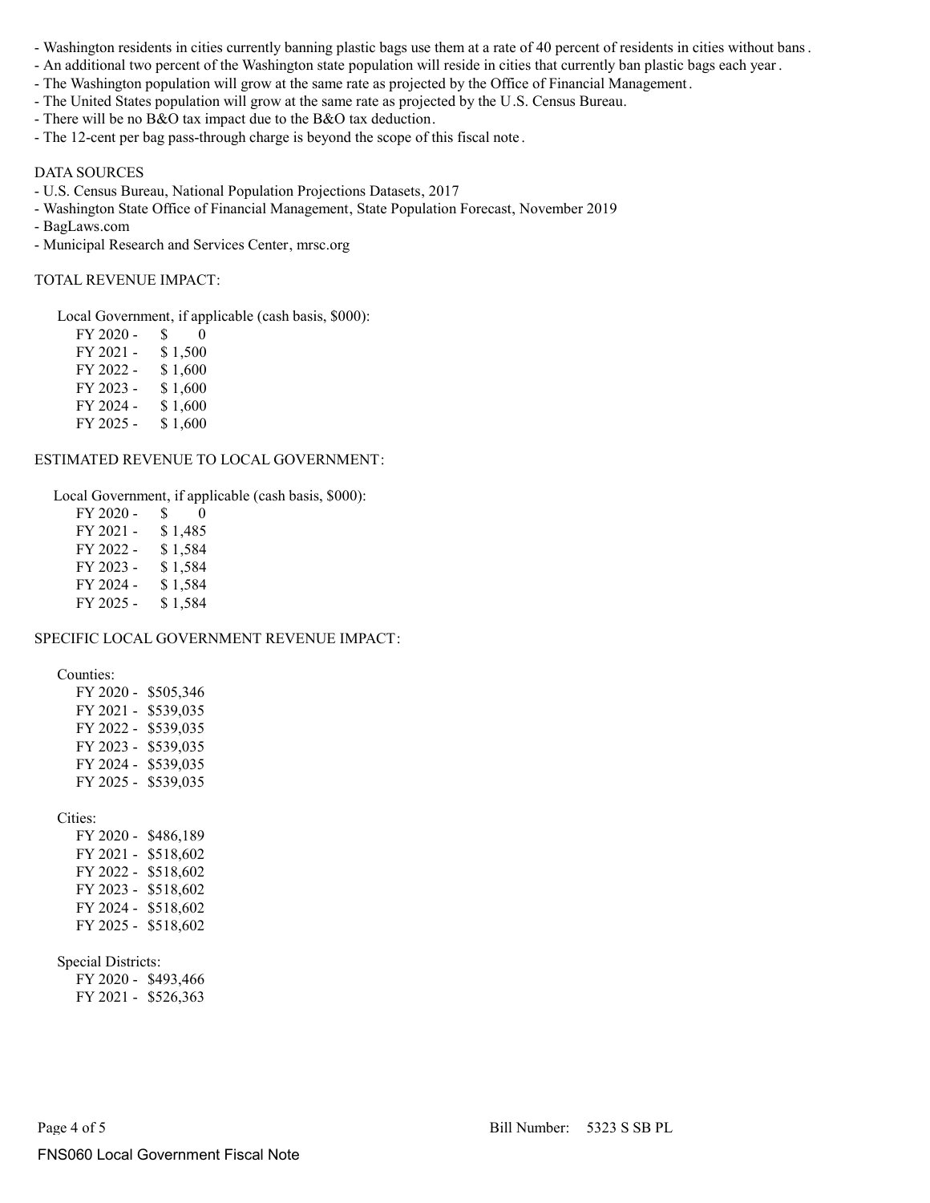- Washington residents in cities currently banning plastic bags use them at a rate of 40 percent of residents in cities without bans.
- An additional two percent of the Washington state population will reside in cities that currently ban plastic bags each year.
- The Washington population will grow at the same rate as projected by the Office of Financial Management.
- The United States population will grow at the same rate as projected by the U.S. Census Bureau.
- There will be no B&O tax impact due to the B&O tax deduction.
- The 12-cent per bag pass-through charge is beyond the scope of this fiscal note.

DATA SOURCES

- U.S. Census Bureau, National Population Projections Datasets, 2017
- Washington State Office of Financial Management, State Population Forecast, November 2019
- BagLaws.com
- Municipal Research and Services Center, mrsc.org

TOTAL REVENUE IMPACT:

Local Government, if applicable (cash basis, $000):

FY 2020 - $ 0
FY 2021 - $ 1,500
FY 2022 - $ 1,600
FY 2023 - $ 1,600
FY 2024 - $ 1,600
FY 2025 - $ 1,600

ESTIMATED REVENUE TO LOCAL GOVERNMENT:

Local Government, if applicable (cash basis, $000):

FY 2020 - $ 0
FY 2021 - $ 1,485
FY 2022 - $ 1,584
FY 2023 - $ 1,584
FY 2024 - $ 1,584
FY 2025 - $ 1,584

SPECIFIC LOCAL GOVERNMENT REVENUE IMPACT:

Counties:

FY 2020 - $505,346
FY 2021 - $539,035
FY 2022 - $539,035
FY 2023 - $539,035
FY 2024 - $539,035
FY 2025 - $539,035

Cities:

FY 2020 - $486,189
FY 2021 - $518,602
FY 2022 - $518,602
FY 2023 - $518,602
FY 2024 - $518,602
FY 2025 - $518,602

Special Districts:

FY 2020 - $493,466
FY 2021 - $526,363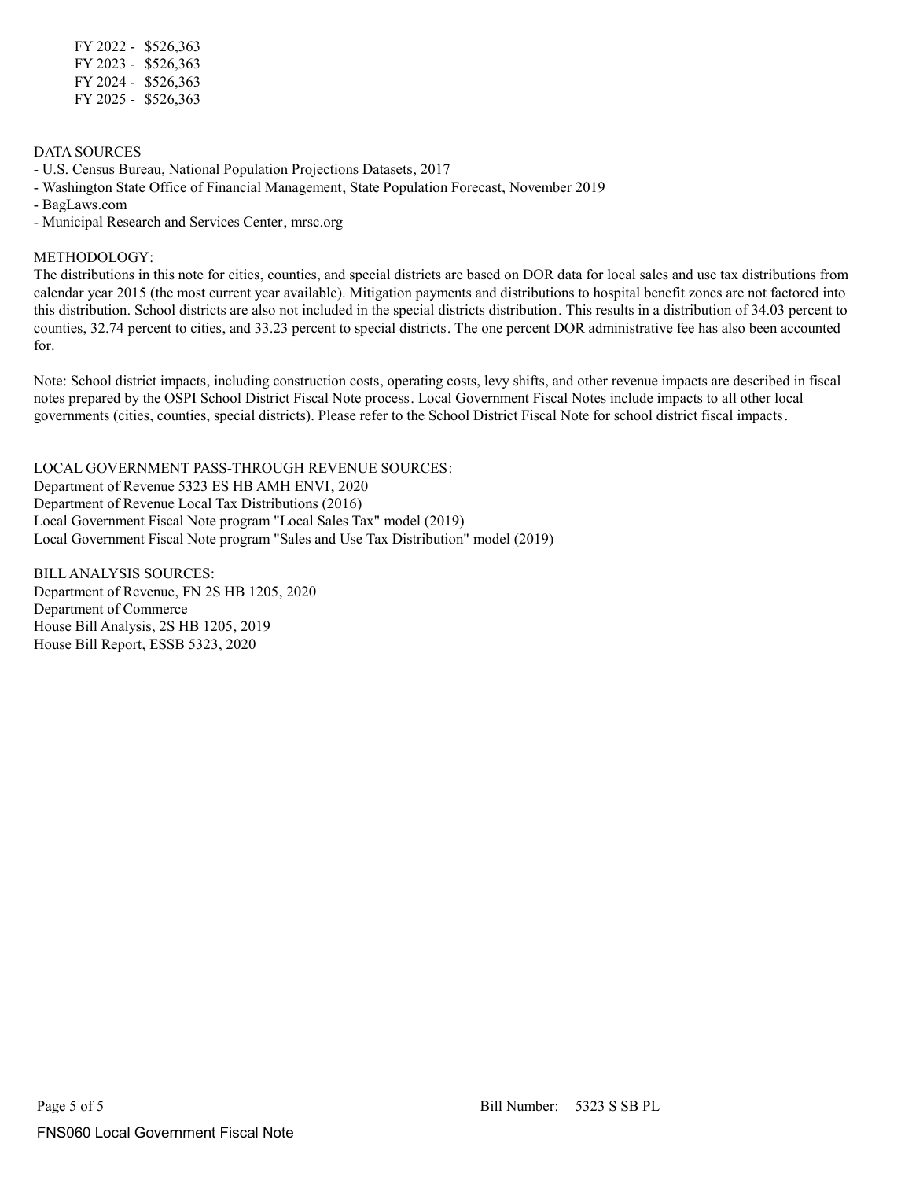FY 2022 - $526,363
FY 2023 - $526,363
FY 2024 - $526,363
FY 2025 - $526,363

DATA SOURCES

- U.S. Census Bureau, National Population Projections Datasets, 2017
- Washington State Office of Financial Management, State Population Forecast, November 2019
- BagLaws.com
- Municipal Research and Services Center, mrsc.org

METHODOLOGY:

The distributions in this note for cities, counties, and special districts are based on DOR data for local sales and use tax distributions from calendar year 2015 (the most current year available). Mitigation payments and distributions to hospital benefit zones are not factored into this distribution. School districts are also not included in the special districts distribution. This results in a distribution of 34.03 percent to counties, 32.74 percent to cities, and 33.23 percent to special districts. The one percent DOR administrative fee has also been accounted for.

Note: School district impacts, including construction costs, operating costs, levy shifts, and other revenue impacts are described in fiscal notes prepared by the OSPI School District Fiscal Note process. Local Government Fiscal Notes include impacts to all other local governments (cities, counties, special districts). Please refer to the School District Fiscal Note for school district fiscal impacts.

LOCAL GOVERNMENT PASS-THROUGH REVENUE SOURCES:
Department of Revenue 5323 ES HB AMH ENVI, 2020
Department of Revenue Local Tax Distributions (2016)
Local Government Fiscal Note program "Local Sales Tax" model (2019)
Local Government Fiscal Note program "Sales and Use Tax Distribution" model (2019)

BILL ANALYSIS SOURCES:
Department of Revenue, FN 2S HB 1205, 2020
Department of Commerce
House Bill Analysis, 2S HB 1205, 2019
House Bill Report, ESSB 5323, 2020